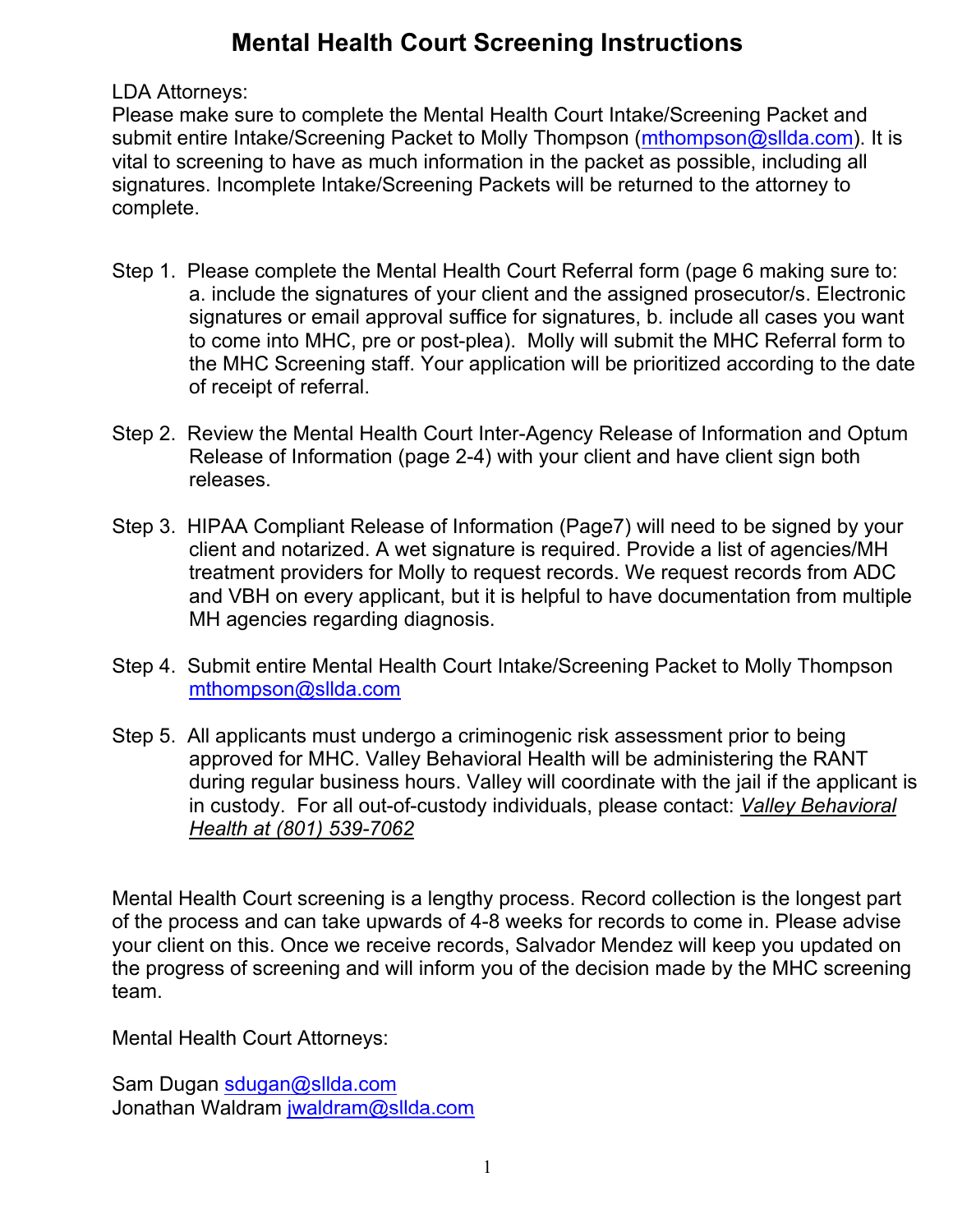# Mental Health Court Screening Instructions

LDA Attorneys:
Please make sure to complete the Mental Health Court Intake/Screening Packet and submit entire Intake/Screening Packet to Molly Thompson (mthompson@sllda.com). It is vital to screening to have as much information in the packet as possible, including all signatures. Incomplete Intake/Screening Packets will be returned to the attorney to complete.

Step 1. Please complete the Mental Health Court Referral form (page 6 making sure to: a. include the signatures of your client and the assigned prosecutor/s. Electronic signatures or email approval suffice for signatures, b. include all cases you want to come into MHC, pre or post-plea). Molly will submit the MHC Referral form to the MHC Screening staff. Your application will be prioritized according to the date of receipt of referral.

Step 2. Review the Mental Health Court Inter-Agency Release of Information and Optum Release of Information (page 2-4) with your client and have client sign both releases.

Step 3. HIPAA Compliant Release of Information (Page7) will need to be signed by your client and notarized. A wet signature is required. Provide a list of agencies/MH treatment providers for Molly to request records. We request records from ADC and VBH on every applicant, but it is helpful to have documentation from multiple MH agencies regarding diagnosis.

Step 4. Submit entire Mental Health Court Intake/Screening Packet to Molly Thompson mthompson@sllda.com

Step 5. All applicants must undergo a criminogenic risk assessment prior to being approved for MHC. Valley Behavioral Health will be administering the RANT during regular business hours. Valley will coordinate with the jail if the applicant is in custody. For all out-of-custody individuals, please contact: *Valley Behavioral Health at (801) 539-7062*

Mental Health Court screening is a lengthy process. Record collection is the longest part of the process and can take upwards of 4-8 weeks for records to come in. Please advise your client on this. Once we receive records, Salvador Mendez will keep you updated on the progress of screening and will inform you of the decision made by the MHC screening team.

Mental Health Court Attorneys:

Sam Dugan sdugan@sllda.com
Jonathan Waldram jwaldram@sllda.com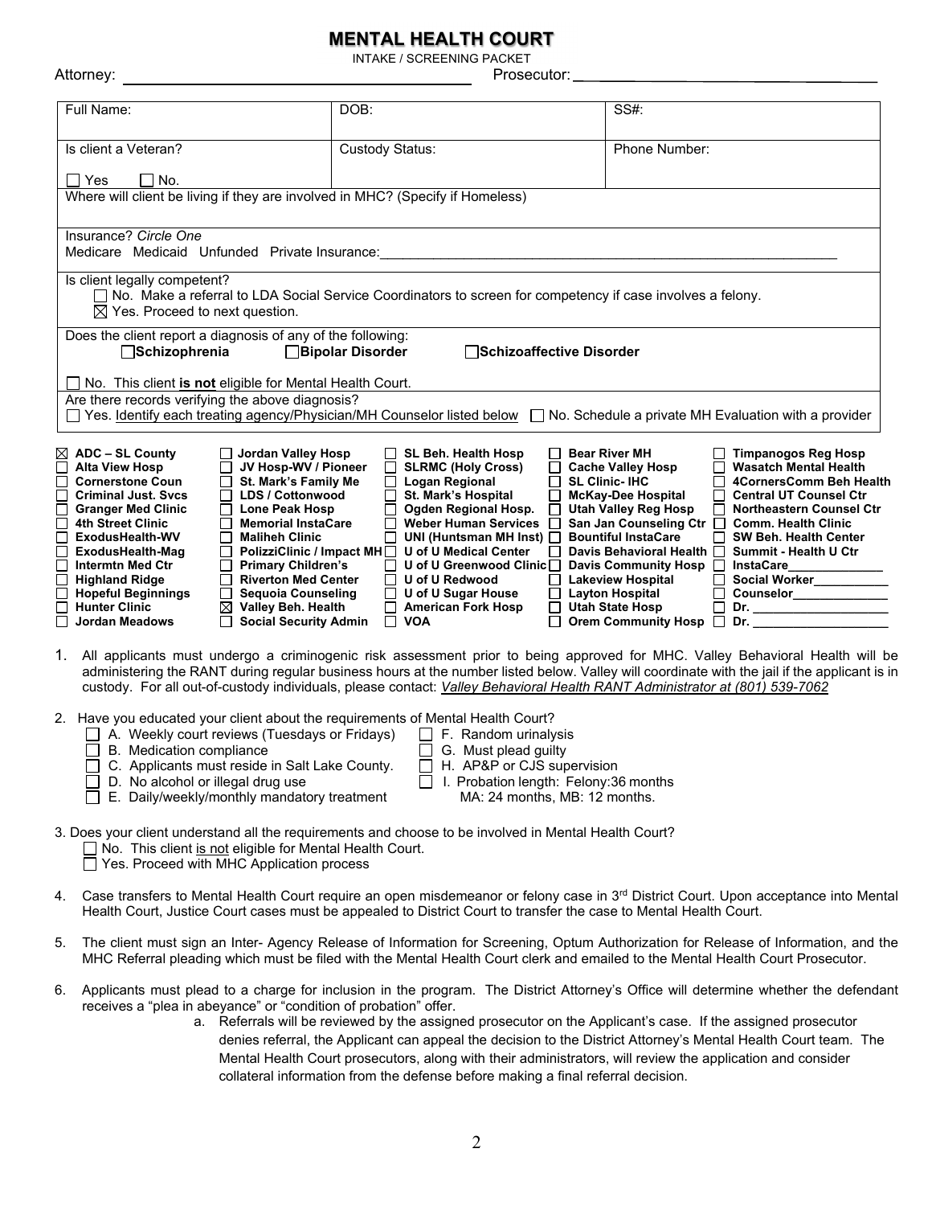# MENTAL HEALTH COURT

INTAKE / SCREENING PACKET

Attorney: ______________________________ Prosecutor: ______________________________

| Full Name: | DOB: | SS#: |
|---|---|---|
| Is client a Veteran?<br>☐ Yes ☐ No. | Custody Status: | Phone Number: |

Where will client be living if they are involved in MHC? (Specify if Homeless)

Insurance? *Circle One*
Medicare Medicaid Unfunded Private Insurance:______________________________

Is client legally competent?
☐ No. Make a referral to LDA Social Service Coordinators to screen for competency if case involves a felony.
☒ Yes. Proceed to next question.

Does the client report a diagnosis of any of the following:
☐ **Schizophrenia** ☐ **Bipolar Disorder** ☐ **Schizoaffective Disorder**

☐ No. This client **is not** eligible for Mental Health Court.

Are there records verifying the above diagnosis?
☐ Yes. Identify each treating agency/Physician/MH Counselor listed below ☐ No. Schedule a private MH Evaluation with a provider

| | | | | |
|---|---|---|---|---|
| ☒ **ADC – SL County** | ☐ **Jordan Valley Hosp** | ☐ **SL Beh. Health Hosp** | ☐ **Bear River MH** | ☐ **Timpanogos Reg Hosp** |
| ☐ **Alta View Hosp** | ☐ **JV Hosp-WV / Pioneer** | ☐ **SLRMC (Holy Cross)** | ☐ **Cache Valley Hosp** | ☐ **Wasatch Mental Health** |
| ☐ **Cornerstone Coun** | ☐ **St. Mark's Family Me** | ☐ **Logan Regional** | ☐ **SL Clinic- IHC** | ☐ **4CornersComm Beh Health** |
| ☐ **Criminal Just. Svcs** | ☐ **LDS / Cottonwood** | ☐ **St. Mark's Hospital** | ☐ **McKay-Dee Hospital** | ☐ **Central UT Counsel Ctr** |
| ☐ **Granger Med Clinic** | ☐ **Lone Peak Hosp** | ☐ **Ogden Regional Hosp.** | ☐ **Utah Valley Reg Hosp** | ☐ **Northeastern Counsel Ctr** |
| ☐ **4th Street Clinic** | ☐ **Memorial InstaCare** | ☐ **Weber Human Services** | ☐ **San Jan Counseling Ctr** | ☐ **Comm. Health Clinic** |
| ☐ **ExodusHealth-WV** | ☐ **Maliheh Clinic** | ☐ **UNI (Huntsman MH Inst)** | ☐ **Bountiful InstaCare** | ☐ **SW Beh. Health Center** |
| ☐ **ExodusHealth-Mag** | ☐ **PolizziClinic / Impact MH** | ☐ **U of U Medical Center** | ☐ **Davis Behavioral Health** | ☐ **Summit - Health U Ctr** |
| ☐ **Intermtn Med Ctr** | ☐ **Primary Children's** | ☐ **U of U Greenwood Clinic** | ☐ **Davis Community Hosp** | ☐ **InstaCare**____________ |
| ☐ **Highland Ridge** | ☐ **Riverton Med Center** | ☐ **U of U Redwood** | ☐ **Lakeview Hospital** | ☐ **Social Worker**__________ |
| ☐ **Hopeful Beginnings** | ☐ **Sequoia Counseling** | ☐ **U of U Sugar House** | ☐ **Layton Hospital** | ☐ **Counselor**____________ |
| ☐ **Hunter Clinic** | ☒ **Valley Beh. Health** | ☐ **American Fork Hosp** | ☐ **Utah State Hosp** | ☐ **Dr.** ______________ |
| ☐ **Jordan Meadows** | ☐ **Social Security Admin** | ☐ **VOA** | ☐ **Orem Community Hosp** | ☐ **Dr.** ______________ |

1. All applicants must undergo a criminogenic risk assessment prior to being approved for MHC. Valley Behavioral Health will be administering the RANT during regular business hours at the number listed below. Valley will coordinate with the jail if the applicant is in custody. For all out-of-custody individuals, please contact: *Valley Behavioral Health RANT Administrator at (801) 539-7062*

2. Have you educated your client about the requirements of Mental Health Court?
   - ☐ A. Weekly court reviews (Tuesdays or Fridays)
   - ☐ B. Medication compliance
   - ☐ C. Applicants must reside in Salt Lake County.
   - ☐ D. No alcohol or illegal drug use
   - ☐ E. Daily/weekly/monthly mandatory treatment
   - ☐ F. Random urinalysis
   - ☐ G. Must plead guilty
   - ☐ H. AP&P or CJS supervision
   - ☐ I. Probation length: Felony:36 months MA: 24 months, MB: 12 months.

3. Does your client understand all the requirements and choose to be involved in Mental Health Court?
   - ☐ No. This client is not eligible for Mental Health Court.
   - ☐ Yes. Proceed with MHC Application process

4. Case transfers to Mental Health Court require an open misdemeanor or felony case in 3rd District Court. Upon acceptance into Mental Health Court, Justice Court cases must be appealed to District Court to transfer the case to Mental Health Court.

5. The client must sign an Inter- Agency Release of Information for Screening, Optum Authorization for Release of Information, and the MHC Referral pleading which must be filed with the Mental Health Court clerk and emailed to the Mental Health Court Prosecutor.

6. Applicants must plead to a charge for inclusion in the program. The District Attorney's Office will determine whether the defendant receives a "plea in abeyance" or "condition of probation" offer.
   a. Referrals will be reviewed by the assigned prosecutor on the Applicant's case. If the assigned prosecutor denies referral, the Applicant can appeal the decision to the District Attorney's Mental Health Court team. The Mental Health Court prosecutors, along with their administrators, will review the application and consider collateral information from the defense before making a final referral decision.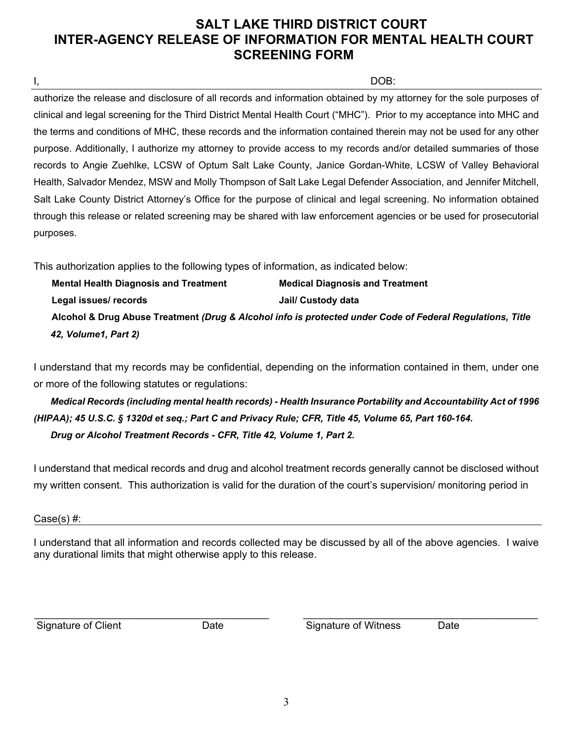# SALT LAKE THIRD DISTRICT COURT
# INTER-AGENCY RELEASE OF INFORMATION FOR MENTAL HEALTH COURT SCREENING FORM

I, ______________________________________________ DOB: ______________

authorize the release and disclosure of all records and information obtained by my attorney for the sole purposes of clinical and legal screening for the Third District Mental Health Court ("MHC"). Prior to my acceptance into MHC and the terms and conditions of MHC, these records and the information contained therein may not be used for any other purpose. Additionally, I authorize my attorney to provide access to my records and/or detailed summaries of those records to Angie Zuehlke, LCSW of Optum Salt Lake County, Janice Gordan-White, LCSW of Valley Behavioral Health, Salvador Mendez, MSW and Molly Thompson of Salt Lake Legal Defender Association, and Jennifer Mitchell, Salt Lake County District Attorney's Office for the purpose of clinical and legal screening. No information obtained through this release or related screening may be shared with law enforcement agencies or be used for prosecutorial purposes.

This authorization applies to the following types of information, as indicated below:

**Mental Health Diagnosis and Treatment** **Medical Diagnosis and Treatment**

**Legal issues/ records** **Jail/ Custody data**

**Alcohol & Drug Abuse Treatment** ***(Drug & Alcohol info is protected under Code of Federal Regulations, Title 42, Volume1, Part 2)***

I understand that my records may be confidential, depending on the information contained in them, under one or more of the following statutes or regulations:

***Medical Records (including mental health records) - Health Insurance Portability and Accountability Act of 1996 (HIPAA); 45 U.S.C. § 1320d et seq.; Part C and Privacy Rule; CFR, Title 45, Volume 65, Part 160-164.***

***Drug or Alcohol Treatment Records - CFR, Title 42, Volume 1, Part 2.***

I understand that medical records and drug and alcohol treatment records generally cannot be disclosed without my written consent. This authorization is valid for the duration of the court's supervision/ monitoring period in

Case(s) #: ______________________________________________

I understand that all information and records collected may be discussed by all of the above agencies. I waive any durational limits that might otherwise apply to this release.

______________________________________ ______________________________________

Signature of Client Date Signature of Witness Date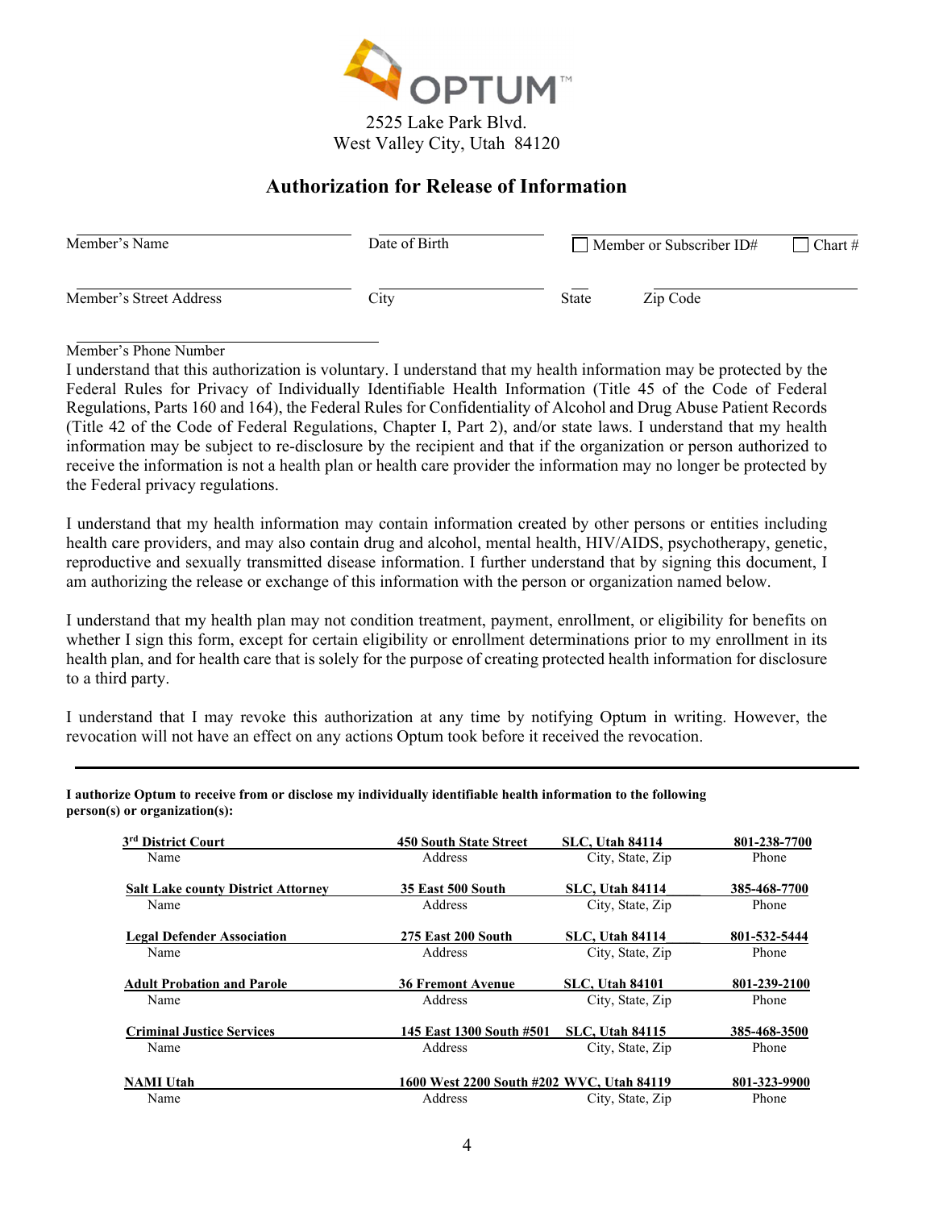OPTUM™

2525 Lake Park Blvd.
West Valley City, Utah 84120

## Authorization for Release of Information

| Member's Name | Date of Birth | ☐ Member or Subscriber ID# | ☐ Chart # |
|---|---|---|---|
| Member's Street Address | City | State | Zip Code |

Member's Phone Number

I understand that this authorization is voluntary. I understand that my health information may be protected by the Federal Rules for Privacy of Individually Identifiable Health Information (Title 45 of the Code of Federal Regulations, Parts 160 and 164), the Federal Rules for Confidentiality of Alcohol and Drug Abuse Patient Records (Title 42 of the Code of Federal Regulations, Chapter I, Part 2), and/or state laws. I understand that my health information may be subject to re-disclosure by the recipient and that if the organization or person authorized to receive the information is not a health plan or health care provider the information may no longer be protected by the Federal privacy regulations.

I understand that my health information may contain information created by other persons or entities including health care providers, and may also contain drug and alcohol, mental health, HIV/AIDS, psychotherapy, genetic, reproductive and sexually transmitted disease information. I further understand that by signing this document, I am authorizing the release or exchange of this information with the person or organization named below.

I understand that my health plan may not condition treatment, payment, enrollment, or eligibility for benefits on whether I sign this form, except for certain eligibility or enrollment determinations prior to my enrollment in its health plan, and for health care that is solely for the purpose of creating protected health information for disclosure to a third party.

I understand that I may revoke this authorization at any time by notifying Optum in writing. However, the revocation will not have an effect on any actions Optum took before it received the revocation.

---

**I authorize Optum to receive from or disclose my individually identifiable health information to the following person(s) or organization(s):**

| Name | Address | City, State, Zip | Phone |
|---|---|---|---|
| **3rd District Court** | **450 South State Street** | **SLC, Utah 84114** | **801-238-7700** |
| **Salt Lake county District Attorney** | **35 East 500 South** | **SLC, Utah 84114** | **385-468-7700** |
| **Legal Defender Association** | **275 East 200 South** | **SLC, Utah 84114** | **801-532-5444** |
| **Adult Probation and Parole** | **36 Fremont Avenue** | **SLC, Utah 84101** | **801-239-2100** |
| **Criminal Justice Services** | **145 East 1300 South #501** | **SLC, Utah 84115** | **385-468-3500** |
| **NAMI Utah** | **1600 West 2200 South #202** | **WVC, Utah 84119** | **801-323-9900** |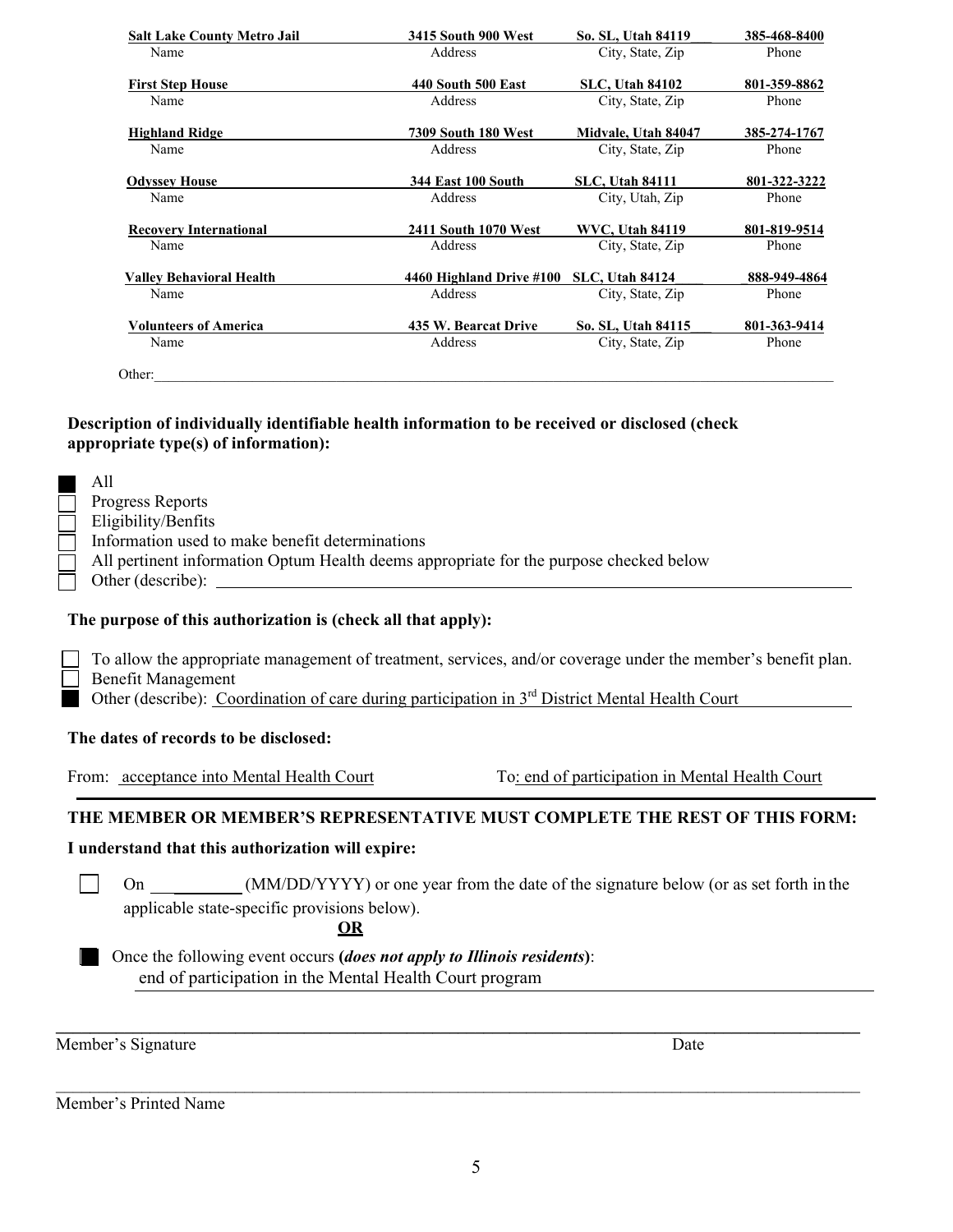| Name | Address | City, State, Zip | Phone |
|---|---|---|---|
| **Salt Lake County Metro Jail** | **3415 South 900 West** | **So. SL, Utah 84119** | **385-468-8400** |
| **First Step House** | **440 South 500 East** | **SLC, Utah 84102** | **801-359-8862** |
| **Highland Ridge** | **7309 South 180 West** | **Midvale, Utah 84047** | **385-274-1767** |
| **Odyssey House** | **344 East 100 South** | **SLC, Utah 84111** | **801-322-3222** |
| **Recovery International** | **2411 South 1070 West** | **WVC, Utah 84119** | **801-819-9514** |
| **Valley Behavioral Health** | **4460 Highland Drive #100** | **SLC, Utah 84124** | **888-949-4864** |
| **Volunteers of America** | **435 W. Bearcat Drive** | **So. SL, Utah 84115** | **801-363-9414** |

Other: ______________________________________________

**Description of individually identifiable health information to be received or disclosed (check appropriate type(s) of information):**

- ☒ All
- ☐ Progress Reports
- ☐ Eligibility/Benfits
- ☐ Information used to make benefit determinations
- ☐ All pertinent information Optum Health deems appropriate for the purpose checked below
- ☐ Other (describe): ______________________________

**The purpose of this authorization is (check all that apply):**

- ☐ To allow the appropriate management of treatment, services, and/or coverage under the member's benefit plan.
- ☐ Benefit Management
- ☒ Other (describe): Coordination of care during participation in 3rd District Mental Health Court

**The dates of records to be disclosed:**

From: acceptance into Mental Health Court     To: end of participation in Mental Health Court

**THE MEMBER OR MEMBER'S REPRESENTATIVE MUST COMPLETE THE REST OF THIS FORM:**

**I understand that this authorization will expire:**

☐ On ________ (MM/DD/YYYY) or one year from the date of the signature below (or as set forth in the applicable state-specific provisions below).

**OR**

☒ Once the following event occurs **(*does not apply to Illinois residents*)**: end of participation in the Mental Health Court program

______________________________________________ ______________
Member's Signature Date

______________________________________________
Member's Printed Name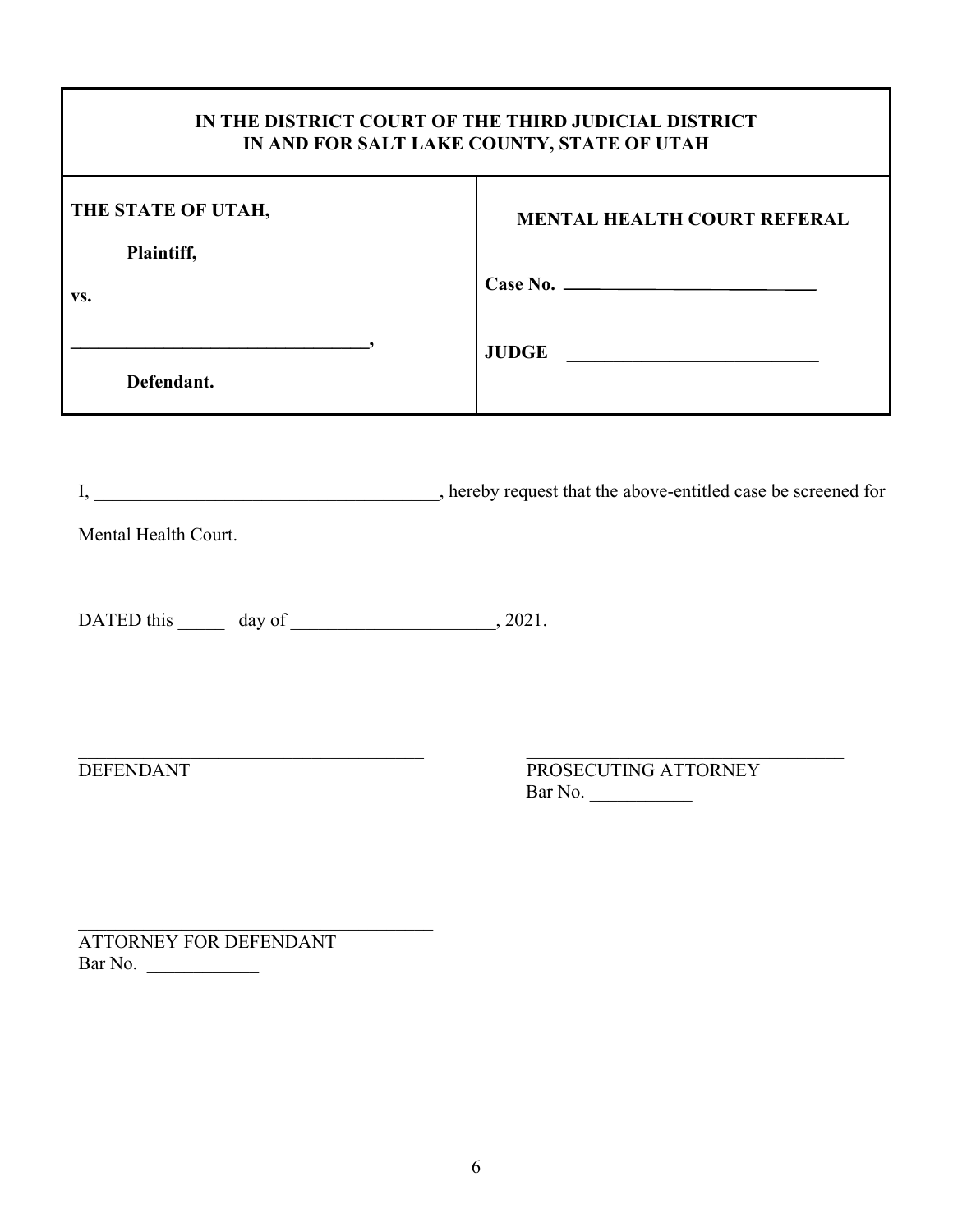| IN THE DISTRICT COURT OF THE THIRD JUDICIAL DISTRICT IN AND FOR SALT LAKE COUNTY, STATE OF UTAH | |
|---|---|
| **THE STATE OF UTAH,**<br><br>**Plaintiff,**<br><br>**vs.**<br><br>**________________________________,**<br><br>**Defendant.** | **MENTAL HEALTH COURT REFERAL**<br><br>**Case No. ____________________________**<br><br>**JUDGE ____________________________** |

I, ______________________________________, hereby request that the above-entitled case be screened for Mental Health Court.

DATED this _____ day of ______________________, 2021.

_______________________________________
DEFENDANT

_______________________________________
PROSECUTING ATTORNEY
Bar No. ___________

_______________________________________
ATTORNEY FOR DEFENDANT
Bar No. ____________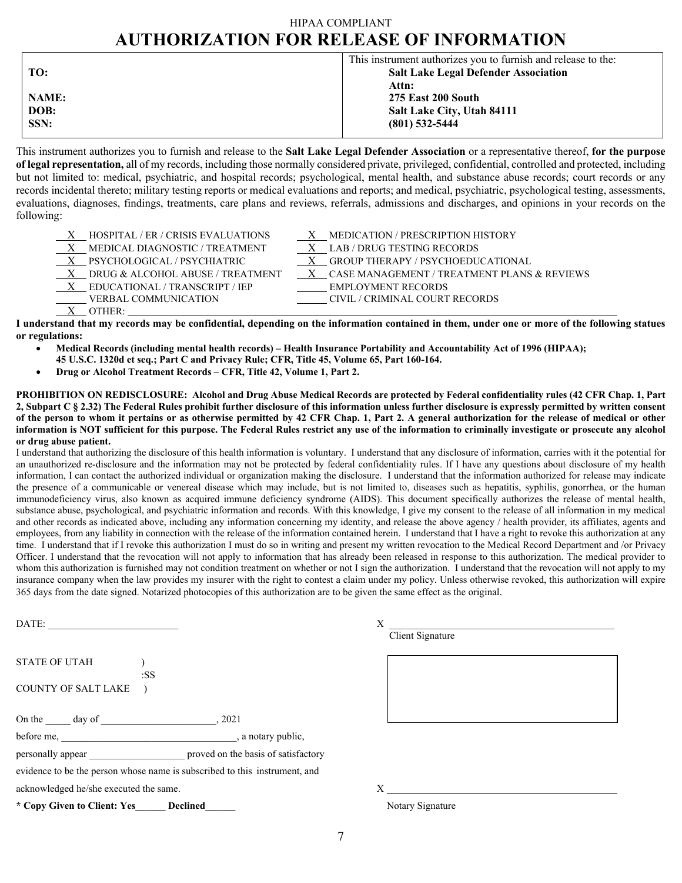HIPAA COMPLIANT

# AUTHORIZATION FOR RELEASE OF INFORMATION

| | |
|---|---|
| **TO:**<br><br>**NAME:**<br>**DOB:**<br>**SSN:** | This instrument authorizes you to furnish and release to the:<br>**Salt Lake Legal Defender Association**<br>**Attn:**<br>**275 East 200 South**<br>**Salt Lake City, Utah 84111**<br>**(801) 532-5444** |

This instrument authorizes you to furnish and release to the **Salt Lake Legal Defender Association** or a representative thereof, **for the purpose of legal representation,** all of my records, including those normally considered private, privileged, confidential, controlled and protected, including but not limited to: medical, psychiatric, and hospital records; psychological, mental health, and substance abuse records; court records or any records incidental thereto; military testing reports or medical evaluations and reports; and medical, psychiatric, psychological testing, assessments, evaluations, diagnoses, findings, treatments, care plans and reviews, referrals, admissions and discharges, and opinions in your records on the following:

| | |
|---|---|
| X HOSPITAL / ER / CRISIS EVALUATIONS | X MEDICATION / PRESCRIPTION HISTORY |
| X MEDICAL DIAGNOSTIC / TREATMENT | X LAB / DRUG TESTING RECORDS |
| X PSYCHOLOGICAL / PSYCHIATRIC | X GROUP THERAPY / PSYCHOEDUCATIONAL |
| X DRUG & ALCOHOL ABUSE / TREATMENT | X CASE MANAGEMENT / TREATMENT PLANS & REVIEWS |
| X EDUCATIONAL / TRANSCRIPT / IEP | \_\_\_\_\_ EMPLOYMENT RECORDS |
| \_\_\_\_\_ VERBAL COMMUNICATION | \_\_\_\_\_ CIVIL / CRIMINAL COURT RECORDS |
| X OTHER: \_\_\_\_\_\_\_\_\_\_\_\_\_\_\_\_\_\_\_\_\_\_\_\_\_\_\_\_\_\_ | |

**I understand that my records may be confidential, depending on the information contained in them, under one or more of the following statues or regulations:**

- **Medical Records (including mental health records) – Health Insurance Portability and Accountability Act of 1996 (HIPAA); 45 U.S.C. 1320d et seq.; Part C and Privacy Rule; CFR, Title 45, Volume 65, Part 160-164.**
- **Drug or Alcohol Treatment Records – CFR, Title 42, Volume 1, Part 2.**

**PROHIBITION ON REDISCLOSURE: Alcohol and Drug Abuse Medical Records are protected by Federal confidentiality rules (42 CFR Chap. 1, Part 2, Subpart C § 2.32) The Federal Rules prohibit further disclosure of this information unless further disclosure is expressly permitted by written consent of the person to whom it pertains or as otherwise permitted by 42 CFR Chap. 1, Part 2. A general authorization for the release of medical or other information is NOT sufficient for this purpose. The Federal Rules restrict any use of the information to criminally investigate or prosecute any alcohol or drug abuse patient.**

I understand that authorizing the disclosure of this health information is voluntary. I understand that any disclosure of information, carries with it the potential for an unauthorized re-disclosure and the information may not be protected by federal confidentiality rules. If I have any questions about disclosure of my health information, I can contact the authorized individual or organization making the disclosure. I understand that the information authorized for release may indicate the presence of a communicable or venereal disease which may include, but is not limited to, diseases such as hepatitis, syphilis, gonorrhea, or the human immunodeficiency virus, also known as acquired immune deficiency syndrome (AIDS). This document specifically authorizes the release of mental health, substance abuse, psychological, and psychiatric information and records. With this knowledge, I give my consent to the release of all information in my medical and other records as indicated above, including any information concerning my identity, and release the above agency / health provider, its affiliates, agents and employees, from any liability in connection with the release of the information contained herein. I understand that I have a right to revoke this authorization at any time. I understand that if I revoke this authorization I must do so in writing and present my written revocation to the Medical Record Department and /or Privacy Officer. I understand that the revocation will not apply to information that has already been released in response to this authorization. The medical provider to whom this authorization is furnished may not condition treatment on whether or not I sign the authorization. I understand that the revocation will not apply to my insurance company when the law provides my insurer with the right to contest a claim under my policy. Unless otherwise revoked, this authorization will expire 365 days from the date signed. Notarized photocopies of this authorization are to be given the same effect as the original.

DATE: \_\_\_\_\_\_\_\_\_\_\_\_\_\_\_\_\_\_\_\_\_\_\_\_\_

X \_\_\_\_\_\_\_\_\_\_\_\_\_\_\_\_\_\_\_\_\_\_\_\_\_\_\_\_\_\_\_\_\_\_\_\_\_\_\_\_\_\_\_\_
Client Signature

STATE OF UTAH )
:SS
COUNTY OF SALT LAKE )

On the \_\_\_\_\_ day of \_\_\_\_\_\_\_\_\_\_\_\_\_\_\_\_\_\_\_\_\_\_, 2021

before me, \_\_\_\_\_\_\_\_\_\_\_\_\_\_\_\_\_\_\_\_\_\_\_\_\_\_\_\_\_\_\_\_\_\_\_, a notary public,

personally appear \_\_\_\_\_\_\_\_\_\_\_\_\_\_\_\_\_\_\_ proved on the basis of satisfactory

evidence to be the person whose name is subscribed to this instrument, and

acknowledged he/she executed the same.

X \_\_\_\_\_\_\_\_\_\_\_\_\_\_\_\_\_\_\_\_\_\_\_\_\_\_\_\_\_\_\_\_\_\_\_\_\_\_\_\_\_\_\_\_
Notary Signature

**\* Copy Given to Client: Yes\_\_\_\_\_\_ Declined\_\_\_\_\_\_**